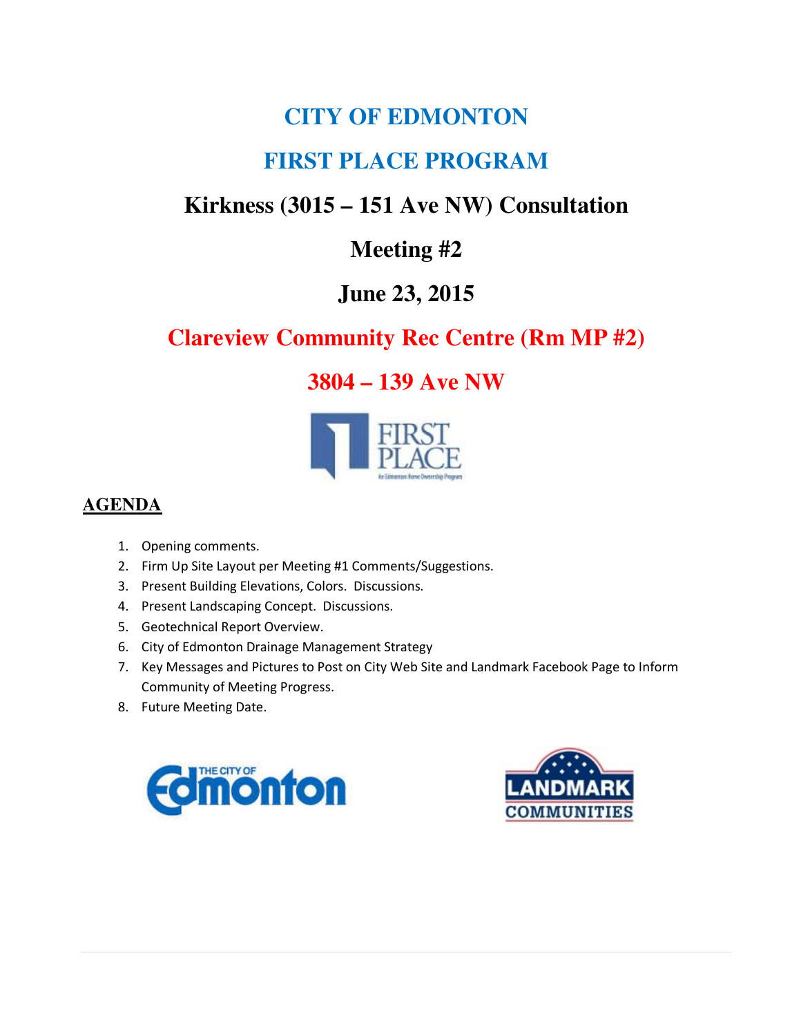# CITY OF EDMONTON

# FIRST PLACE PROGRAM

## Kirkness (3015 – 151 Ave NW) Consultation

## Meeting #2

## June 23, 2015

## Clareview Community Rec Centre (Rm MP #2)

## 3804 – 139 Ave NW

**AGENDA**

1. Opening comments.
2. Firm Up Site Layout per Meeting #1 Comments/Suggestions.
3. Present Building Elevations, Colors. Discussions.
4. Present Landscaping Concept. Discussions.
5. Geotechnical Report Overview.
6. City of Edmonton Drainage Management Strategy
7. Key Messages and Pictures to Post on City Web Site and Landmark Facebook Page to Inform Community of Meeting Progress.
8. Future Meeting Date.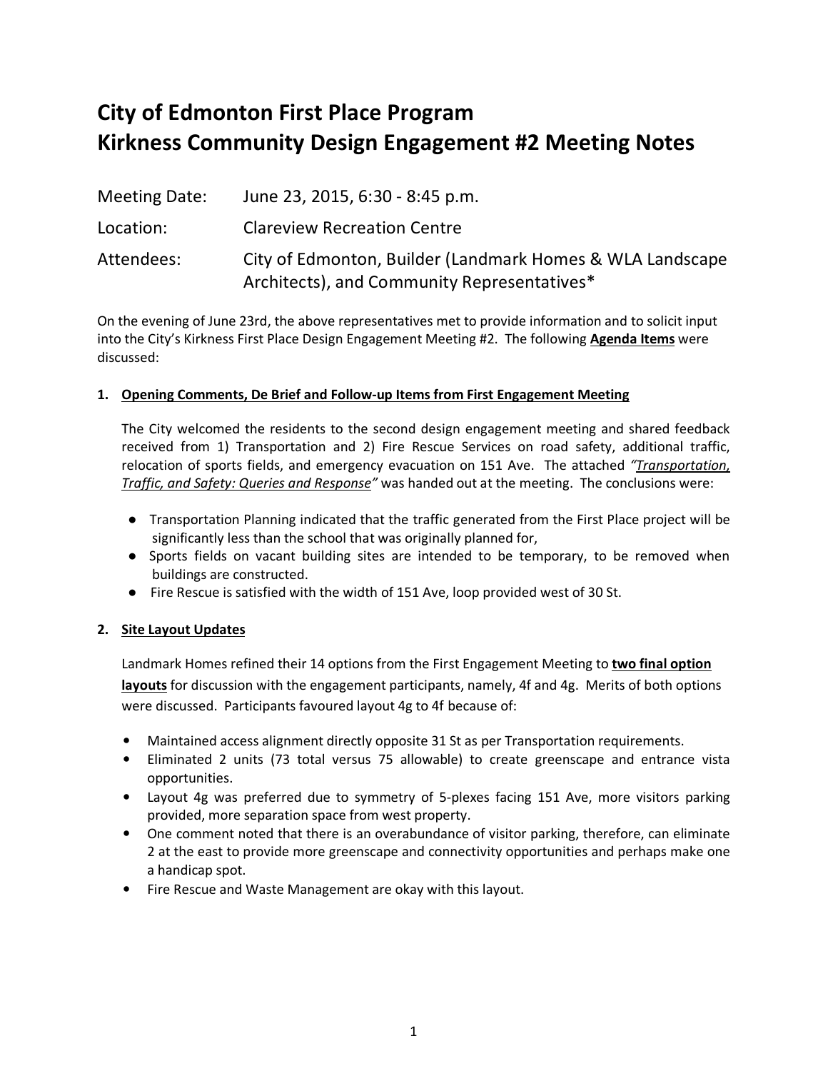# City of Edmonton First Place Program
# Kirkness Community Design Engagement #2 Meeting Notes

Meeting Date: June 23, 2015, 6:30 - 8:45 p.m.

Location: Clareview Recreation Centre

Attendees: City of Edmonton, Builder (Landmark Homes & WLA Landscape Architects), and Community Representatives*

On the evening of June 23rd, the above representatives met to provide information and to solicit input into the City's Kirkness First Place Design Engagement Meeting #2. The following **Agenda Items** were discussed:

1. **Opening Comments, De Brief and Follow-up Items from First Engagement Meeting**

   The City welcomed the residents to the second design engagement meeting and shared feedback received from 1) Transportation and 2) Fire Rescue Services on road safety, additional traffic, relocation of sports fields, and emergency evacuation on 151 Ave. The attached *"Transportation, Traffic, and Safety: Queries and Response"* was handed out at the meeting. The conclusions were:

   - Transportation Planning indicated that the traffic generated from the First Place project will be significantly less than the school that was originally planned for,
   - Sports fields on vacant building sites are intended to be temporary, to be removed when buildings are constructed.
   - Fire Rescue is satisfied with the width of 151 Ave, loop provided west of 30 St.

2. **Site Layout Updates**

   Landmark Homes refined their 14 options from the First Engagement Meeting to **two final option layouts** for discussion with the engagement participants, namely, 4f and 4g. Merits of both options were discussed. Participants favoured layout 4g to 4f because of:

   - Maintained access alignment directly opposite 31 St as per Transportation requirements.
   - Eliminated 2 units (73 total versus 75 allowable) to create greenscape and entrance vista opportunities.
   - Layout 4g was preferred due to symmetry of 5-plexes facing 151 Ave, more visitors parking provided, more separation space from west property.
   - One comment noted that there is an overabundance of visitor parking, therefore, can eliminate 2 at the east to provide more greenscape and connectivity opportunities and perhaps make one a handicap spot.
   - Fire Rescue and Waste Management are okay with this layout.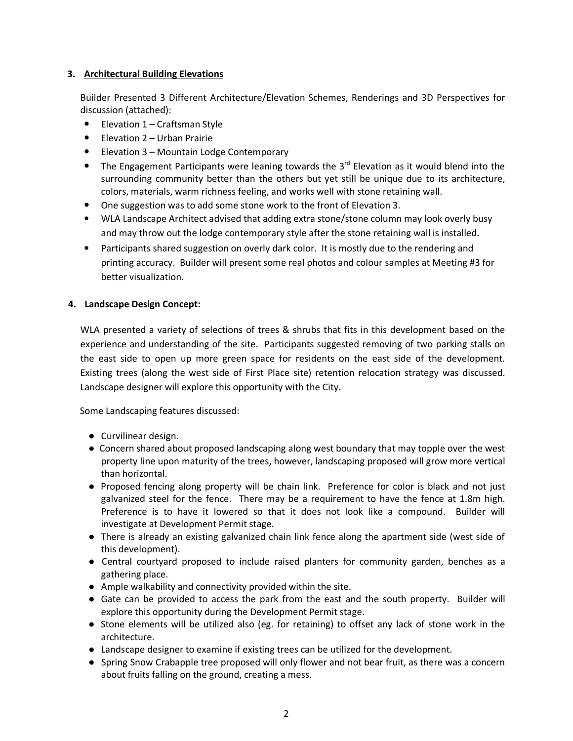### 3. Architectural Building Elevations

Builder Presented 3 Different Architecture/Elevation Schemes, Renderings and 3D Perspectives for discussion (attached):

- Elevation 1 – Craftsman Style
- Elevation 2 – Urban Prairie
- Elevation 3 – Mountain Lodge Contemporary
- The Engagement Participants were leaning towards the 3rd Elevation as it would blend into the surrounding community better than the others but yet still be unique due to its architecture, colors, materials, warm richness feeling, and works well with stone retaining wall.
- One suggestion was to add some stone work to the front of Elevation 3.
- WLA Landscape Architect advised that adding extra stone/stone column may look overly busy and may throw out the lodge contemporary style after the stone retaining wall is installed.
- Participants shared suggestion on overly dark color. It is mostly due to the rendering and printing accuracy. Builder will present some real photos and colour samples at Meeting #3 for better visualization.

### 4. Landscape Design Concept:

WLA presented a variety of selections of trees & shrubs that fits in this development based on the experience and understanding of the site. Participants suggested removing of two parking stalls on the east side to open up more green space for residents on the east side of the development. Existing trees (along the west side of First Place site) retention relocation strategy was discussed. Landscape designer will explore this opportunity with the City.

Some Landscaping features discussed:

- Curvilinear design.
- Concern shared about proposed landscaping along west boundary that may topple over the west property line upon maturity of the trees, however, landscaping proposed will grow more vertical than horizontal.
- Proposed fencing along property will be chain link. Preference for color is black and not just galvanized steel for the fence. There may be a requirement to have the fence at 1.8m high. Preference is to have it lowered so that it does not look like a compound. Builder will investigate at Development Permit stage.
- There is already an existing galvanized chain link fence along the apartment side (west side of this development).
- Central courtyard proposed to include raised planters for community garden, benches as a gathering place.
- Ample walkability and connectivity provided within the site.
- Gate can be provided to access the park from the east and the south property. Builder will explore this opportunity during the Development Permit stage.
- Stone elements will be utilized also (eg. for retaining) to offset any lack of stone work in the architecture.
- Landscape designer to examine if existing trees can be utilized for the development.
- Spring Snow Crabapple tree proposed will only flower and not bear fruit, as there was a concern about fruits falling on the ground, creating a mess.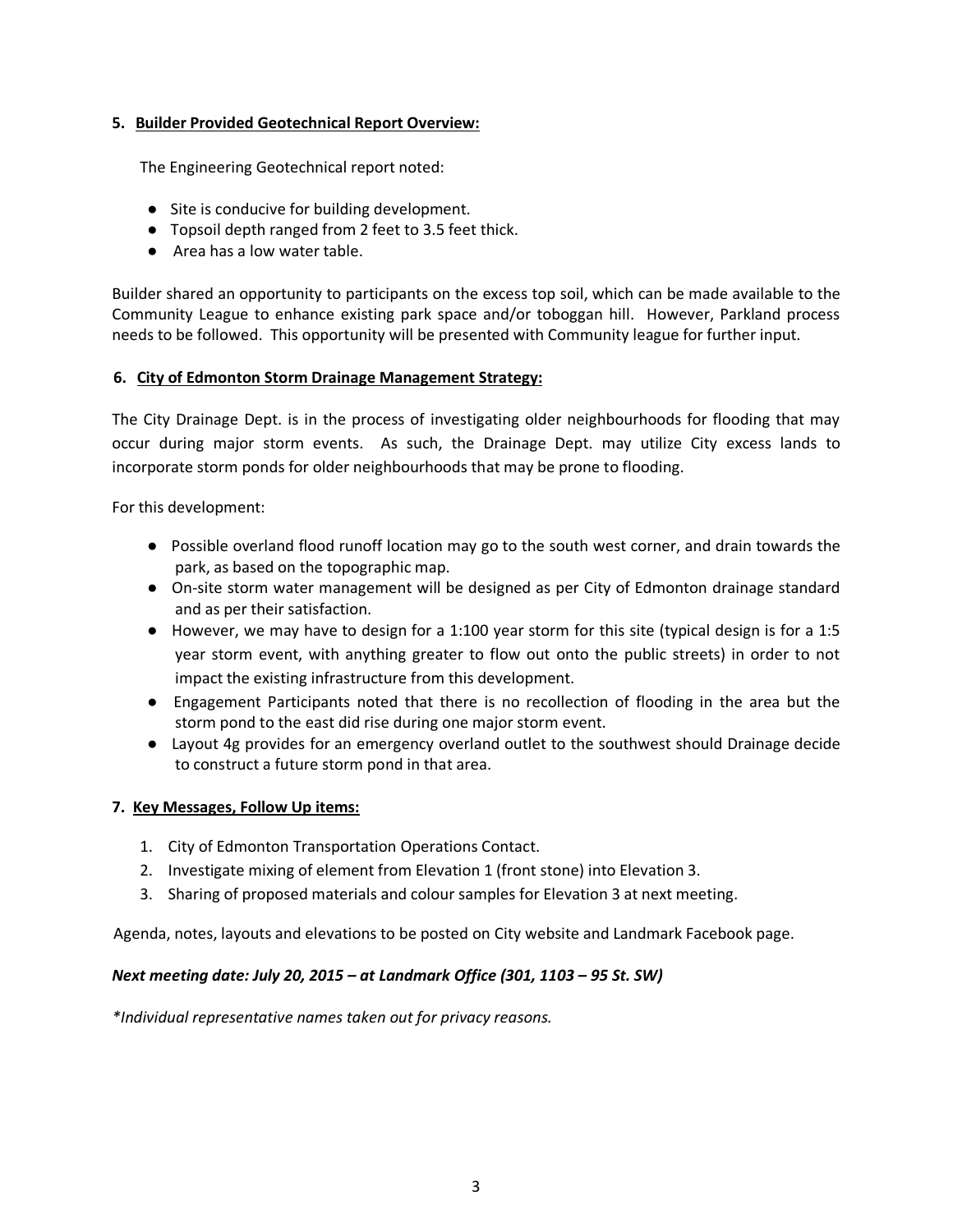**5. Builder Provided Geotechnical Report Overview:**

The Engineering Geotechnical report noted:

- Site is conducive for building development.
- Topsoil depth ranged from 2 feet to 3.5 feet thick.
- Area has a low water table.

Builder shared an opportunity to participants on the excess top soil, which can be made available to the Community League to enhance existing park space and/or toboggan hill. However, Parkland process needs to be followed. This opportunity will be presented with Community league for further input.

**6. City of Edmonton Storm Drainage Management Strategy:**

The City Drainage Dept. is in the process of investigating older neighbourhoods for flooding that may occur during major storm events. As such, the Drainage Dept. may utilize City excess lands to incorporate storm ponds for older neighbourhoods that may be prone to flooding.

For this development:

- Possible overland flood runoff location may go to the south west corner, and drain towards the park, as based on the topographic map.
- On-site storm water management will be designed as per City of Edmonton drainage standard and as per their satisfaction.
- However, we may have to design for a 1:100 year storm for this site (typical design is for a 1:5 year storm event, with anything greater to flow out onto the public streets) in order to not impact the existing infrastructure from this development.
- Engagement Participants noted that there is no recollection of flooding in the area but the storm pond to the east did rise during one major storm event.
- Layout 4g provides for an emergency overland outlet to the southwest should Drainage decide to construct a future storm pond in that area.

**7. Key Messages, Follow Up items:**

1. City of Edmonton Transportation Operations Contact.
2. Investigate mixing of element from Elevation 1 (front stone) into Elevation 3.
3. Sharing of proposed materials and colour samples for Elevation 3 at next meeting.

Agenda, notes, layouts and elevations to be posted on City website and Landmark Facebook page.

***Next meeting date: July 20, 2015 – at Landmark Office (301, 1103 – 95 St. SW)***

*\*Individual representative names taken out for privacy reasons.*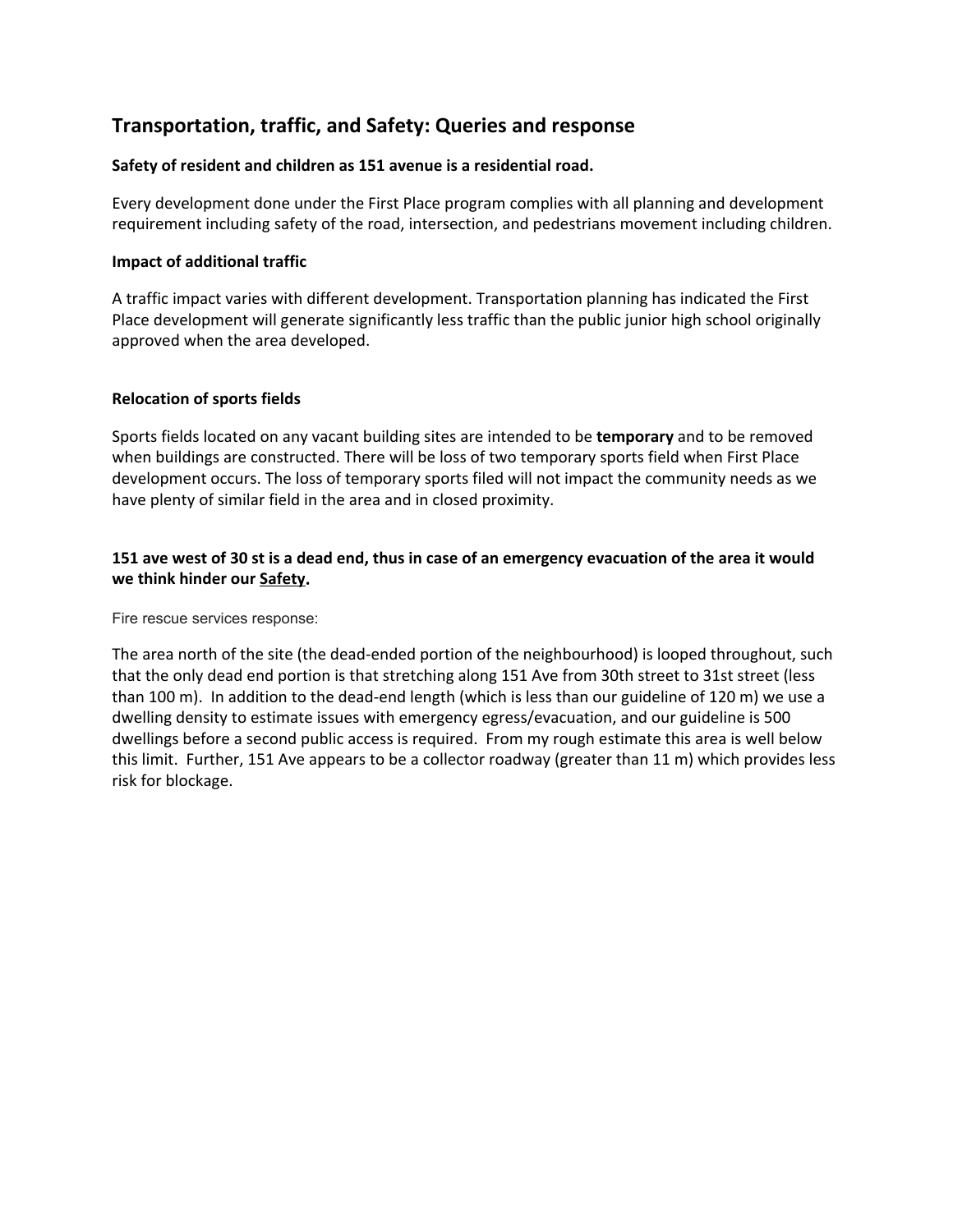## Transportation, traffic, and Safety: Queries and response

**Safety of resident and children as 151 avenue is a residential road.**

Every development done under the First Place program complies with all planning and development requirement including safety of the road, intersection, and pedestrians movement including children.

**Impact of additional traffic**

A traffic impact varies with different development. Transportation planning has indicated the First Place development will generate significantly less traffic than the public junior high school originally approved when the area developed.

**Relocation of sports fields**

Sports fields located on any vacant building sites are intended to be **temporary** and to be removed when buildings are constructed. There will be loss of two temporary sports field when First Place development occurs. The loss of temporary sports filed will not impact the community needs as we have plenty of similar field in the area and in closed proximity.

**151 ave west of 30 st is a dead end, thus in case of an emergency evacuation of the area it would we think hinder our <u>Safety</u>.**

Fire rescue services response:

The area north of the site (the dead-ended portion of the neighbourhood) is looped throughout, such that the only dead end portion is that stretching along 151 Ave from 30th street to 31st street (less than 100 m). In addition to the dead-end length (which is less than our guideline of 120 m) we use a dwelling density to estimate issues with emergency egress/evacuation, and our guideline is 500 dwellings before a second public access is required. From my rough estimate this area is well below this limit. Further, 151 Ave appears to be a collector roadway (greater than 11 m) which provides less risk for blockage.